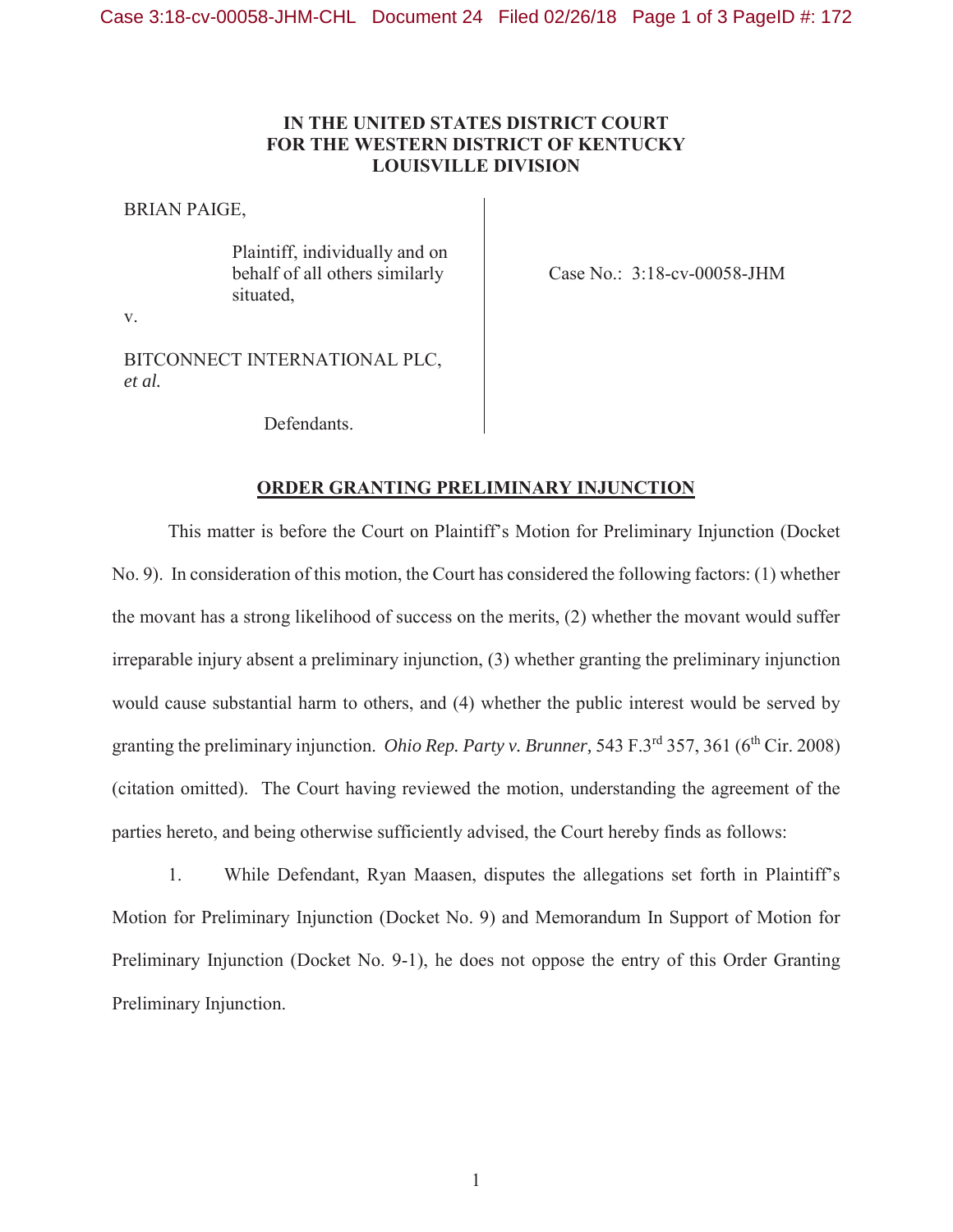**IN THE UNITED STATES DISTRICT COURT**
**FOR THE WESTERN DISTRICT OF KENTUCKY**
**LOUISVILLE DIVISION**

BRIAN PAIGE,

Plaintiff, individually and on behalf of all others similarly situated,

v.

BITCONNECT INTERNATIONAL PLC, *et al.*

Defendants.

Case No.: 3:18-cv-00058-JHM

## ORDER GRANTING PRELIMINARY INJUNCTION

This matter is before the Court on Plaintiff's Motion for Preliminary Injunction (Docket No. 9). In consideration of this motion, the Court has considered the following factors: (1) whether the movant has a strong likelihood of success on the merits, (2) whether the movant would suffer irreparable injury absent a preliminary injunction, (3) whether granting the preliminary injunction would cause substantial harm to others, and (4) whether the public interest would be served by granting the preliminary injunction. *Ohio Rep. Party v. Brunner,* 543 F.3rd 357, 361 (6th Cir. 2008) (citation omitted). The Court having reviewed the motion, understanding the agreement of the parties hereto, and being otherwise sufficiently advised, the Court hereby finds as follows:

1. While Defendant, Ryan Maasen, disputes the allegations set forth in Plaintiff's Motion for Preliminary Injunction (Docket No. 9) and Memorandum In Support of Motion for Preliminary Injunction (Docket No. 9-1), he does not oppose the entry of this Order Granting Preliminary Injunction.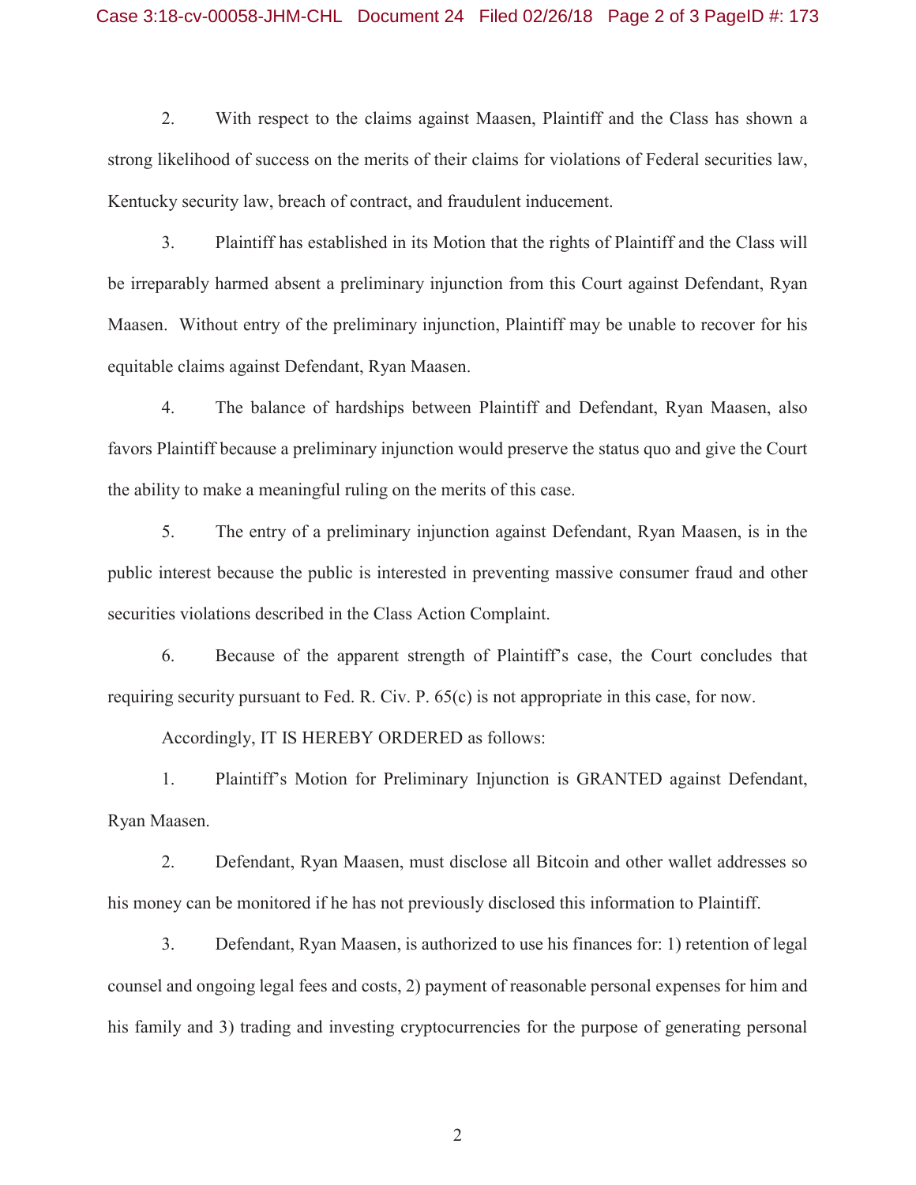2. With respect to the claims against Maasen, Plaintiff and the Class has shown a strong likelihood of success on the merits of their claims for violations of Federal securities law, Kentucky security law, breach of contract, and fraudulent inducement.

3. Plaintiff has established in its Motion that the rights of Plaintiff and the Class will be irreparably harmed absent a preliminary injunction from this Court against Defendant, Ryan Maasen. Without entry of the preliminary injunction, Plaintiff may be unable to recover for his equitable claims against Defendant, Ryan Maasen.

4. The balance of hardships between Plaintiff and Defendant, Ryan Maasen, also favors Plaintiff because a preliminary injunction would preserve the status quo and give the Court the ability to make a meaningful ruling on the merits of this case.

5. The entry of a preliminary injunction against Defendant, Ryan Maasen, is in the public interest because the public is interested in preventing massive consumer fraud and other securities violations described in the Class Action Complaint.

6. Because of the apparent strength of Plaintiff's case, the Court concludes that requiring security pursuant to Fed. R. Civ. P. 65(c) is not appropriate in this case, for now.

Accordingly, IT IS HEREBY ORDERED as follows:

1. Plaintiff's Motion for Preliminary Injunction is GRANTED against Defendant, Ryan Maasen.

2. Defendant, Ryan Maasen, must disclose all Bitcoin and other wallet addresses so his money can be monitored if he has not previously disclosed this information to Plaintiff.

3. Defendant, Ryan Maasen, is authorized to use his finances for: 1) retention of legal counsel and ongoing legal fees and costs, 2) payment of reasonable personal expenses for him and his family and 3) trading and investing cryptocurrencies for the purpose of generating personal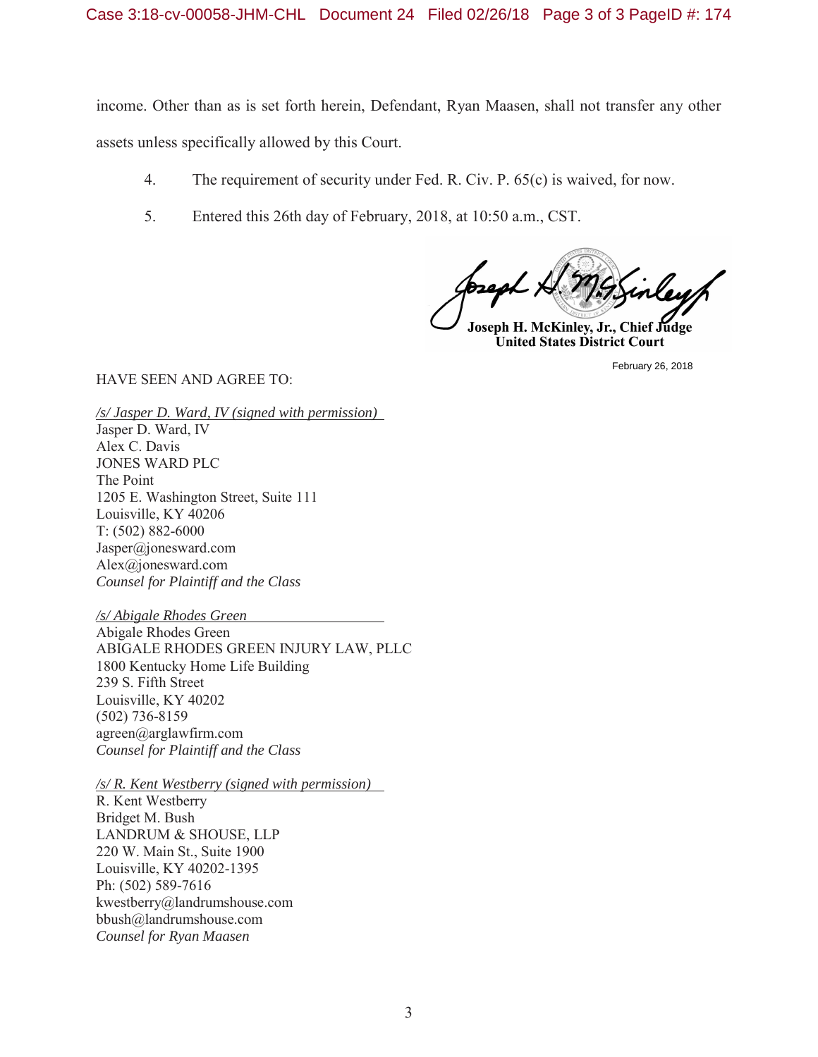income. Other than as is set forth herein, Defendant, Ryan Maasen, shall not transfer any other assets unless specifically allowed by this Court.

4. The requirement of security under Fed. R. Civ. P. 65(c) is waived, for now.

5. Entered this 26th day of February, 2018, at 10:50 a.m., CST.

**Joseph H. McKinley, Jr., Chief Judge**
**United States District Court**

February 26, 2018

HAVE SEEN AND AGREE TO:

*/s/ Jasper D. Ward, IV (signed with permission)*
Jasper D. Ward, IV
Alex C. Davis
JONES WARD PLC
The Point
1205 E. Washington Street, Suite 111
Louisville, KY 40206
T: (502) 882-6000
Jasper@jonesward.com
Alex@jonesward.com
*Counsel for Plaintiff and the Class*

*/s/ Abigale Rhodes Green*
Abigale Rhodes Green
ABIGALE RHODES GREEN INJURY LAW, PLLC
1800 Kentucky Home Life Building
239 S. Fifth Street
Louisville, KY 40202
(502) 736-8159
agreen@arglawfirm.com
*Counsel for Plaintiff and the Class*

*/s/ R. Kent Westberry (signed with permission)*
R. Kent Westberry
Bridget M. Bush
LANDRUM & SHOUSE, LLP
220 W. Main St., Suite 1900
Louisville, KY 40202-1395
Ph: (502) 589-7616
kwestberry@landrumshouse.com
bbush@landrumshouse.com
*Counsel for Ryan Maasen*